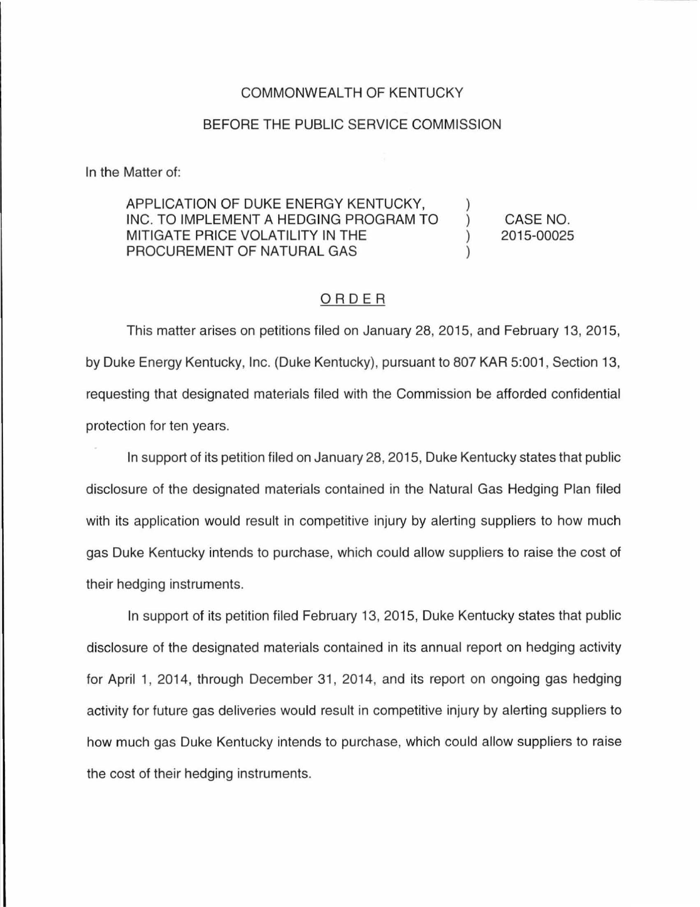COMMONWEALTH OF KENTUCKY

BEFORE THE PUBLIC SERVICE COMMISSION

In the Matter of:

| | | |
|---|---|---|
| APPLICATION OF DUKE ENERGY KENTUCKY, INC. TO IMPLEMENT A HEDGING PROGRAM TO MITIGATE PRICE VOLATILITY IN THE PROCUREMENT OF NATURAL GAS | ) ) ) ) | CASE NO. 2015-00025 |

## ORDER

This matter arises on petitions filed on January 28, 2015, and February 13, 2015, by Duke Energy Kentucky, Inc. (Duke Kentucky), pursuant to 807 KAR 5:001, Section 13, requesting that designated materials filed with the Commission be afforded confidential protection for ten years.

In support of its petition filed on January 28, 2015, Duke Kentucky states that public disclosure of the designated materials contained in the Natural Gas Hedging Plan filed with its application would result in competitive injury by alerting suppliers to how much gas Duke Kentucky intends to purchase, which could allow suppliers to raise the cost of their hedging instruments.

In support of its petition filed February 13, 2015, Duke Kentucky states that public disclosure of the designated materials contained in its annual report on hedging activity for April 1, 2014, through December 31, 2014, and its report on ongoing gas hedging activity for future gas deliveries would result in competitive injury by alerting suppliers to how much gas Duke Kentucky intends to purchase, which could allow suppliers to raise the cost of their hedging instruments.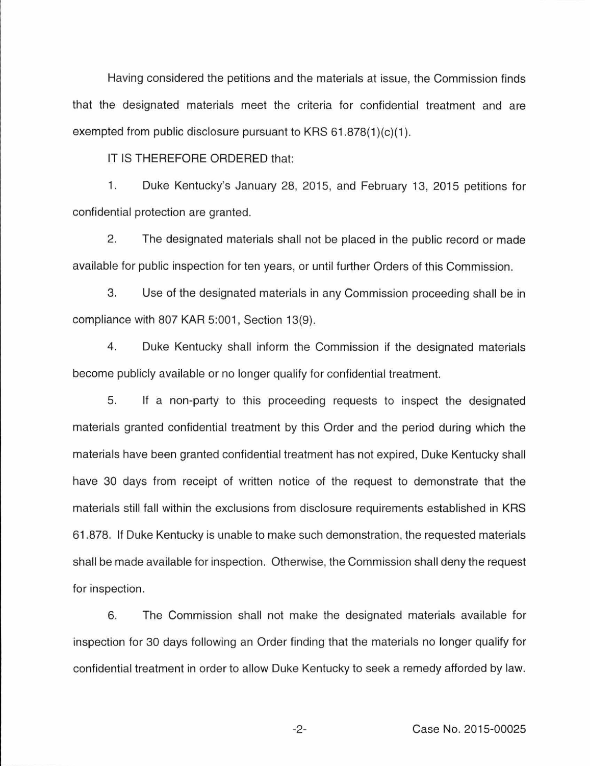Having considered the petitions and the materials at issue, the Commission finds that the designated materials meet the criteria for confidential treatment and are exempted from public disclosure pursuant to KRS 61.878(1)(c)(1).

IT IS THEREFORE ORDERED that:

1. Duke Kentucky's January 28, 2015, and February 13, 2015 petitions for confidential protection are granted.

2. The designated materials shall not be placed in the public record or made available for public inspection for ten years, or until further Orders of this Commission.

3. Use of the designated materials in any Commission proceeding shall be in compliance with 807 KAR 5:001, Section 13(9).

4. Duke Kentucky shall inform the Commission if the designated materials become publicly available or no longer qualify for confidential treatment.

5. If a non-party to this proceeding requests to inspect the designated materials granted confidential treatment by this Order and the period during which the materials have been granted confidential treatment has not expired, Duke Kentucky shall have 30 days from receipt of written notice of the request to demonstrate that the materials still fall within the exclusions from disclosure requirements established in KRS 61.878. If Duke Kentucky is unable to make such demonstration, the requested materials shall be made available for inspection. Otherwise, the Commission shall deny the request for inspection.

6. The Commission shall not make the designated materials available for inspection for 30 days following an Order finding that the materials no longer qualify for confidential treatment in order to allow Duke Kentucky to seek a remedy afforded by law.

Case No. 2015-00025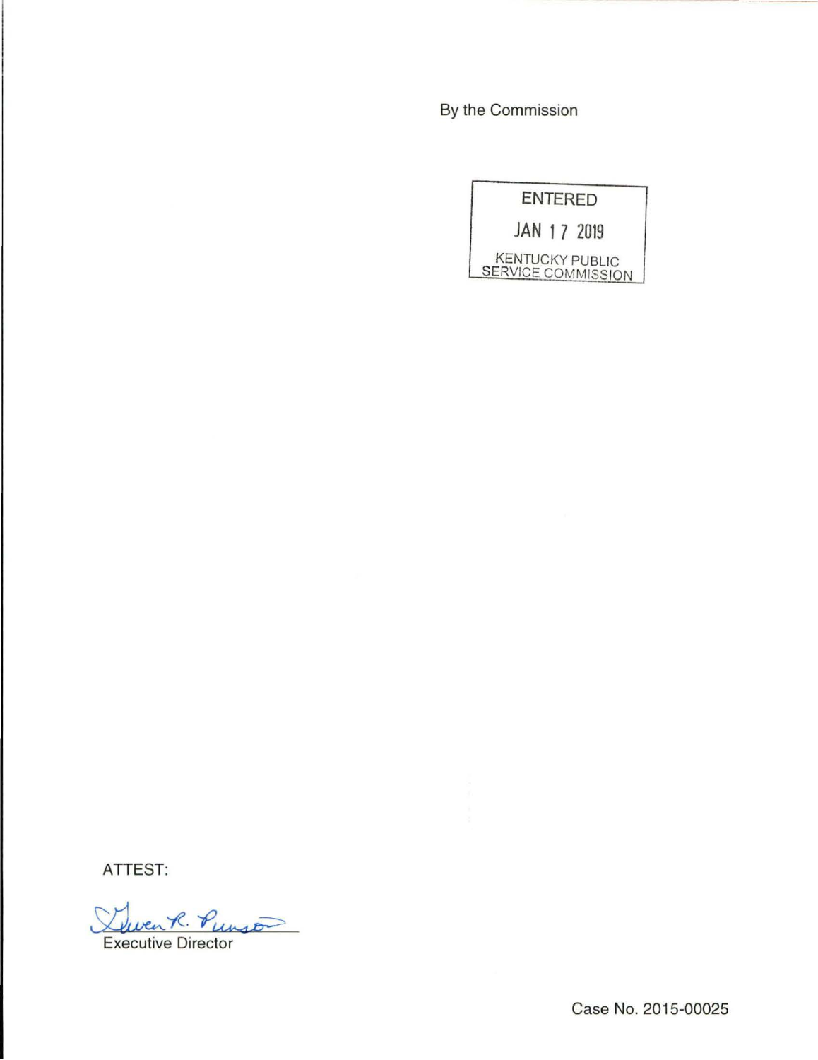By the Commission

ENTERED

JAN 17 2019

KENTUCKY PUBLIC SERVICE COMMISSION

ATTEST:

Executive Director

Case No. 2015-00025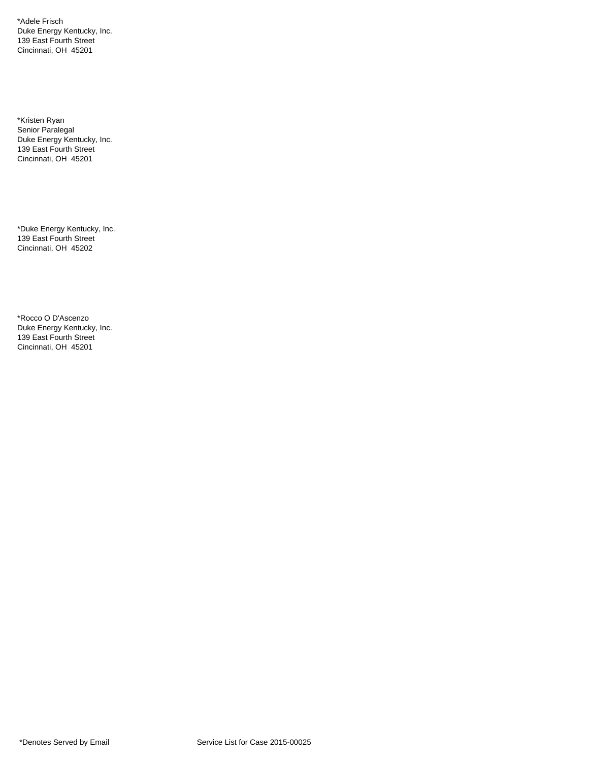*Adele Frisch
Duke Energy Kentucky, Inc.
139 East Fourth Street
Cincinnati, OH  45201

*Kristen Ryan
Senior Paralegal
Duke Energy Kentucky, Inc.
139 East Fourth Street
Cincinnati, OH  45201

*Duke Energy Kentucky, Inc.
139 East Fourth Street
Cincinnati, OH  45202

*Rocco O D'Ascenzo
Duke Energy Kentucky, Inc.
139 East Fourth Street
Cincinnati, OH  45201

*Denotes Served by Email

Service List for Case 2015-00025